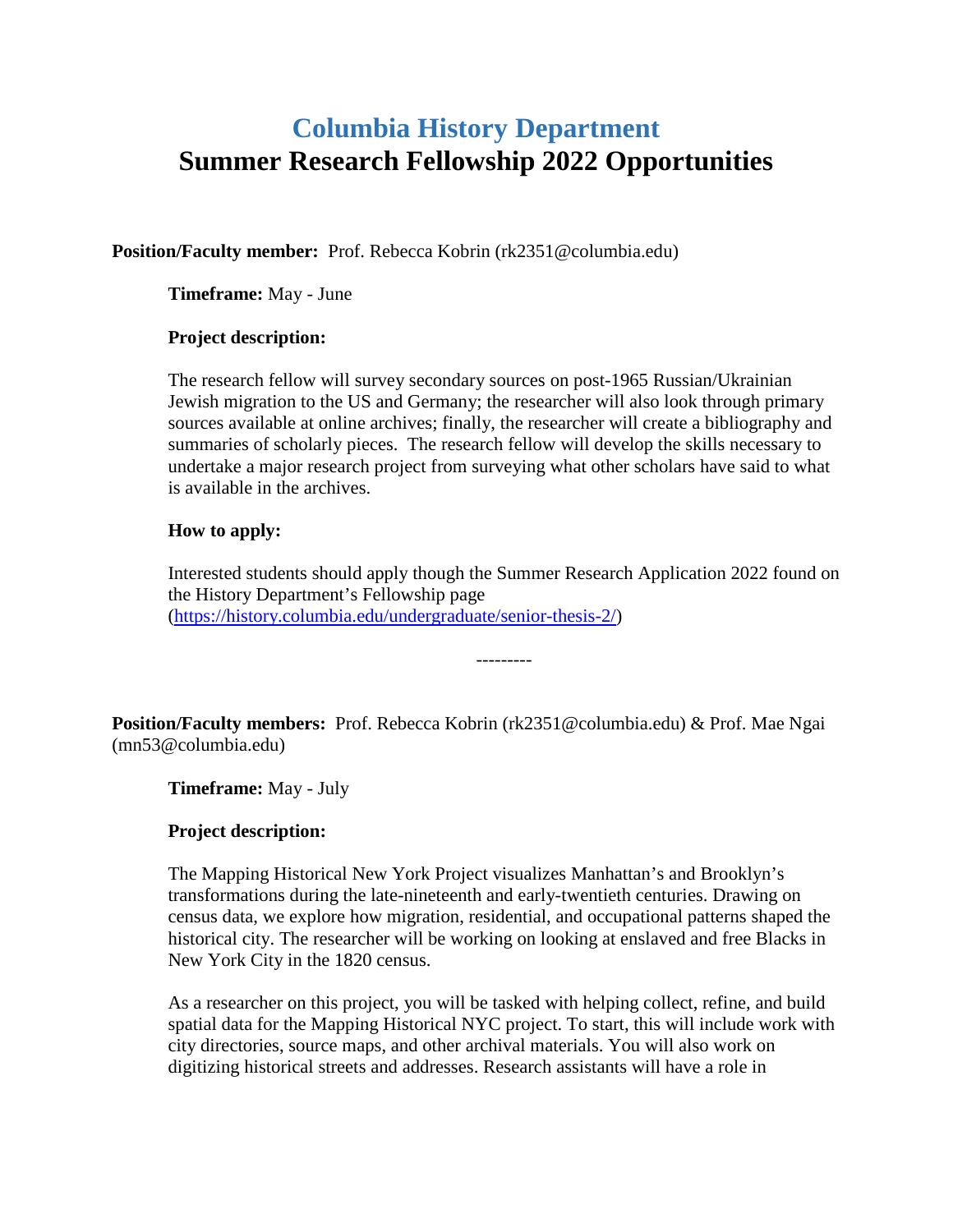# Columbia History Department

# Summer Research Fellowship 2022 Opportunities

**Position/Faculty member:** Prof. Rebecca Kobrin (rk2351@columbia.edu)

**Timeframe:** May - June

**Project description:**

The research fellow will survey secondary sources on post-1965 Russian/Ukrainian Jewish migration to the US and Germany; the researcher will also look through primary sources available at online archives; finally, the researcher will create a bibliography and summaries of scholarly pieces. The research fellow will develop the skills necessary to undertake a major research project from surveying what other scholars have said to what is available in the archives.

**How to apply:**

Interested students should apply though the Summer Research Application 2022 found on the History Department's Fellowship page (https://history.columbia.edu/undergraduate/senior-thesis-2/)

---------

**Position/Faculty members:** Prof. Rebecca Kobrin (rk2351@columbia.edu) & Prof. Mae Ngai (mn53@columbia.edu)

**Timeframe:** May - July

**Project description:**

The Mapping Historical New York Project visualizes Manhattan's and Brooklyn's transformations during the late-nineteenth and early-twentieth centuries. Drawing on census data, we explore how migration, residential, and occupational patterns shaped the historical city. The researcher will be working on looking at enslaved and free Blacks in New York City in the 1820 census.

As a researcher on this project, you will be tasked with helping collect, refine, and build spatial data for the Mapping Historical NYC project. To start, this will include work with city directories, source maps, and other archival materials. You will also work on digitizing historical streets and addresses. Research assistants will have a role in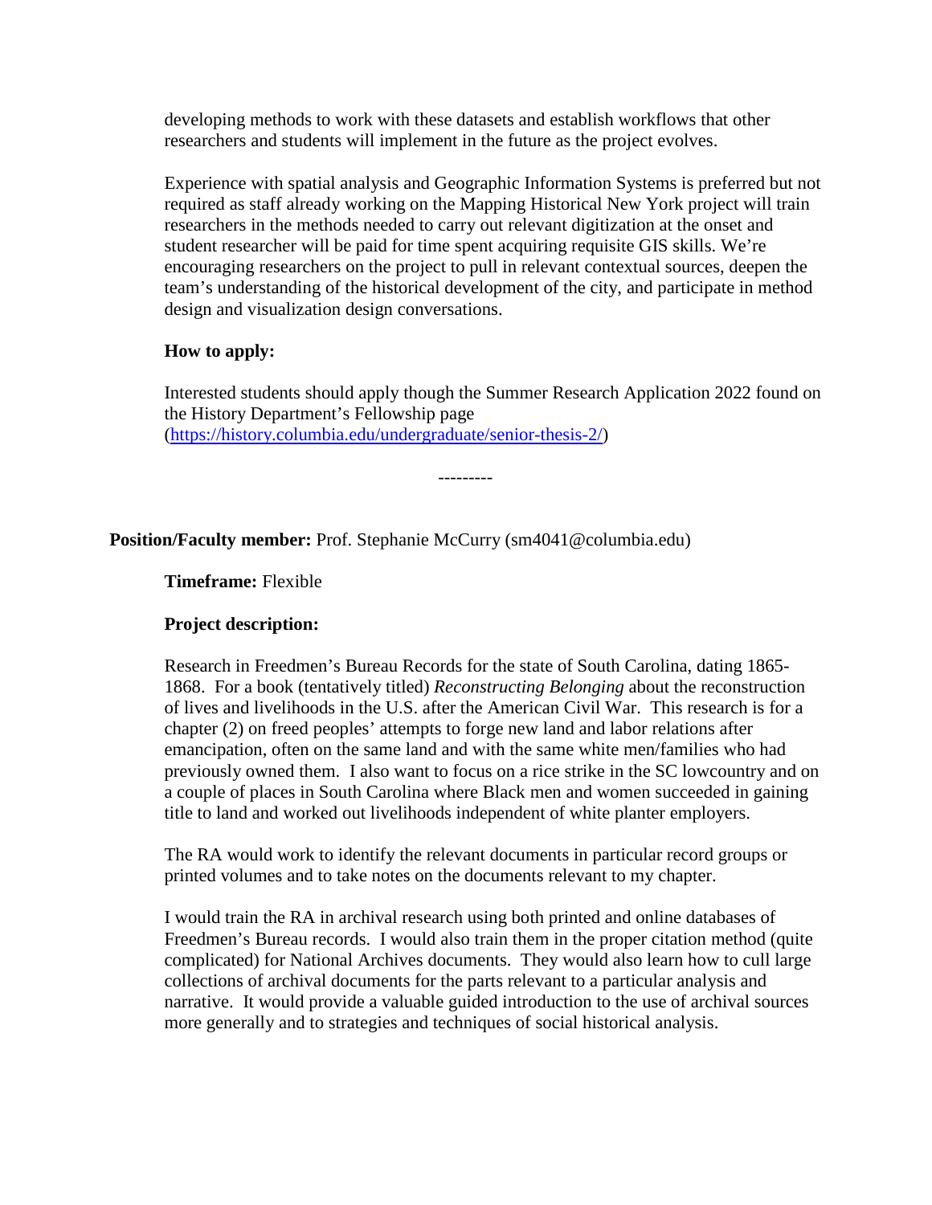developing methods to work with these datasets and establish workflows that other researchers and students will implement in the future as the project evolves.

Experience with spatial analysis and Geographic Information Systems is preferred but not required as staff already working on the Mapping Historical New York project will train researchers in the methods needed to carry out relevant digitization at the onset and student researcher will be paid for time spent acquiring requisite GIS skills. We're encouraging researchers on the project to pull in relevant contextual sources, deepen the team's understanding of the historical development of the city, and participate in method design and visualization design conversations.

**How to apply:**

Interested students should apply though the Summer Research Application 2022 found on the History Department's Fellowship page (https://history.columbia.edu/undergraduate/senior-thesis-2/)

---------

**Position/Faculty member:** Prof. Stephanie McCurry (sm4041@columbia.edu)

**Timeframe:** Flexible

**Project description:**

Research in Freedmen's Bureau Records for the state of South Carolina, dating 1865-1868. For a book (tentatively titled) *Reconstructing Belonging* about the reconstruction of lives and livelihoods in the U.S. after the American Civil War. This research is for a chapter (2) on freed peoples' attempts to forge new land and labor relations after emancipation, often on the same land and with the same white men/families who had previously owned them. I also want to focus on a rice strike in the SC lowcountry and on a couple of places in South Carolina where Black men and women succeeded in gaining title to land and worked out livelihoods independent of white planter employers.

The RA would work to identify the relevant documents in particular record groups or printed volumes and to take notes on the documents relevant to my chapter.

I would train the RA in archival research using both printed and online databases of Freedmen's Bureau records. I would also train them in the proper citation method (quite complicated) for National Archives documents. They would also learn how to cull large collections of archival documents for the parts relevant to a particular analysis and narrative. It would provide a valuable guided introduction to the use of archival sources more generally and to strategies and techniques of social historical analysis.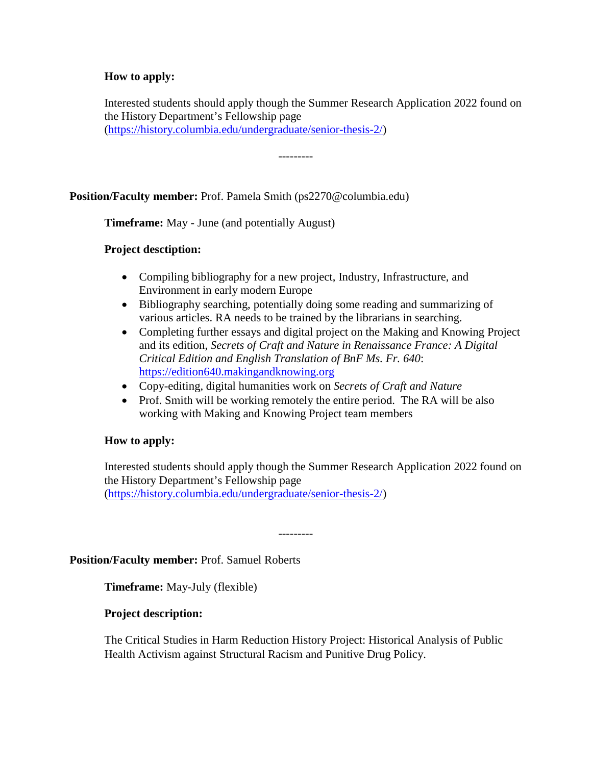**How to apply:**

Interested students should apply though the Summer Research Application 2022 found on the History Department's Fellowship page (https://history.columbia.edu/undergraduate/senior-thesis-2/)

---------

**Position/Faculty member:** Prof. Pamela Smith (ps2270@columbia.edu)

**Timeframe:** May - June (and potentially August)

**Project desciption:**

- Compiling bibliography for a new project, Industry, Infrastructure, and Environment in early modern Europe
- Bibliography searching, potentially doing some reading and summarizing of various articles. RA needs to be trained by the librarians in searching.
- Completing further essays and digital project on the Making and Knowing Project and its edition, *Secrets of Craft and Nature in Renaissance France: A Digital Critical Edition and English Translation of BnF Ms. Fr. 640*: https://edition640.makingandknowing.org
- Copy-editing, digital humanities work on *Secrets of Craft and Nature*
- Prof. Smith will be working remotely the entire period. The RA will be also working with Making and Knowing Project team members

**How to apply:**

Interested students should apply though the Summer Research Application 2022 found on the History Department's Fellowship page (https://history.columbia.edu/undergraduate/senior-thesis-2/)

---------

**Position/Faculty member:** Prof. Samuel Roberts

**Timeframe:** May-July (flexible)

**Project description:**

The Critical Studies in Harm Reduction History Project: Historical Analysis of Public Health Activism against Structural Racism and Punitive Drug Policy.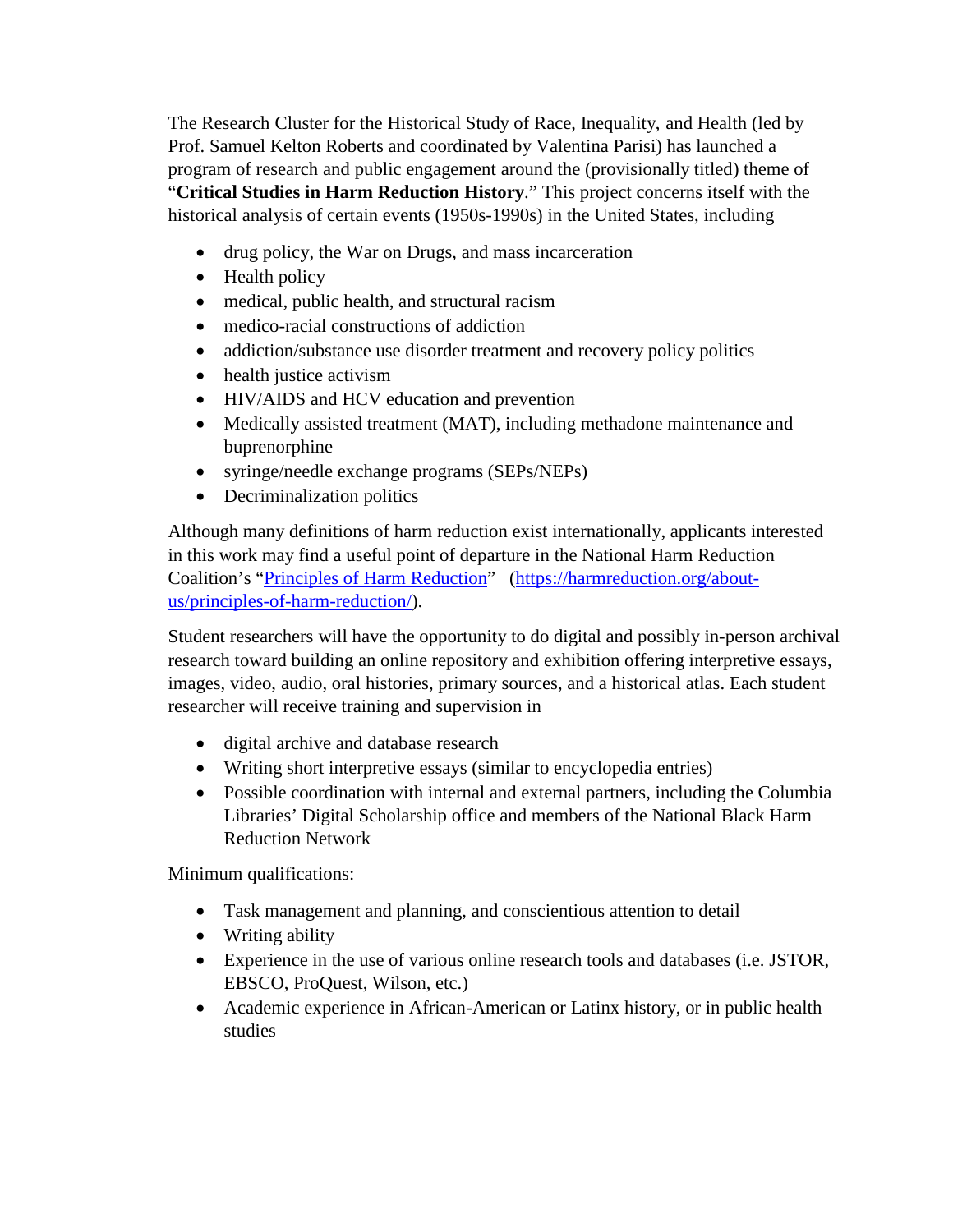The Research Cluster for the Historical Study of Race, Inequality, and Health (led by Prof. Samuel Kelton Roberts and coordinated by Valentina Parisi) has launched a program of research and public engagement around the (provisionally titled) theme of "**Critical Studies in Harm Reduction History**." This project concerns itself with the historical analysis of certain events (1950s-1990s) in the United States, including

- drug policy, the War on Drugs, and mass incarceration
- Health policy
- medical, public health, and structural racism
- medico-racial constructions of addiction
- addiction/substance use disorder treatment and recovery policy politics
- health justice activism
- HIV/AIDS and HCV education and prevention
- Medically assisted treatment (MAT), including methadone maintenance and buprenorphine
- syringe/needle exchange programs (SEPs/NEPs)
- Decriminalization politics

Although many definitions of harm reduction exist internationally, applicants interested in this work may find a useful point of departure in the National Harm Reduction Coalition's "[Principles of Harm Reduction](https://harmreduction.org/about-us/principles-of-harm-reduction/)" (https://harmreduction.org/about-us/principles-of-harm-reduction/).

Student researchers will have the opportunity to do digital and possibly in-person archival research toward building an online repository and exhibition offering interpretive essays, images, video, audio, oral histories, primary sources, and a historical atlas. Each student researcher will receive training and supervision in

- digital archive and database research
- Writing short interpretive essays (similar to encyclopedia entries)
- Possible coordination with internal and external partners, including the Columbia Libraries' Digital Scholarship office and members of the National Black Harm Reduction Network

Minimum qualifications:

- Task management and planning, and conscientious attention to detail
- Writing ability
- Experience in the use of various online research tools and databases (i.e. JSTOR, EBSCO, ProQuest, Wilson, etc.)
- Academic experience in African-American or Latinx history, or in public health studies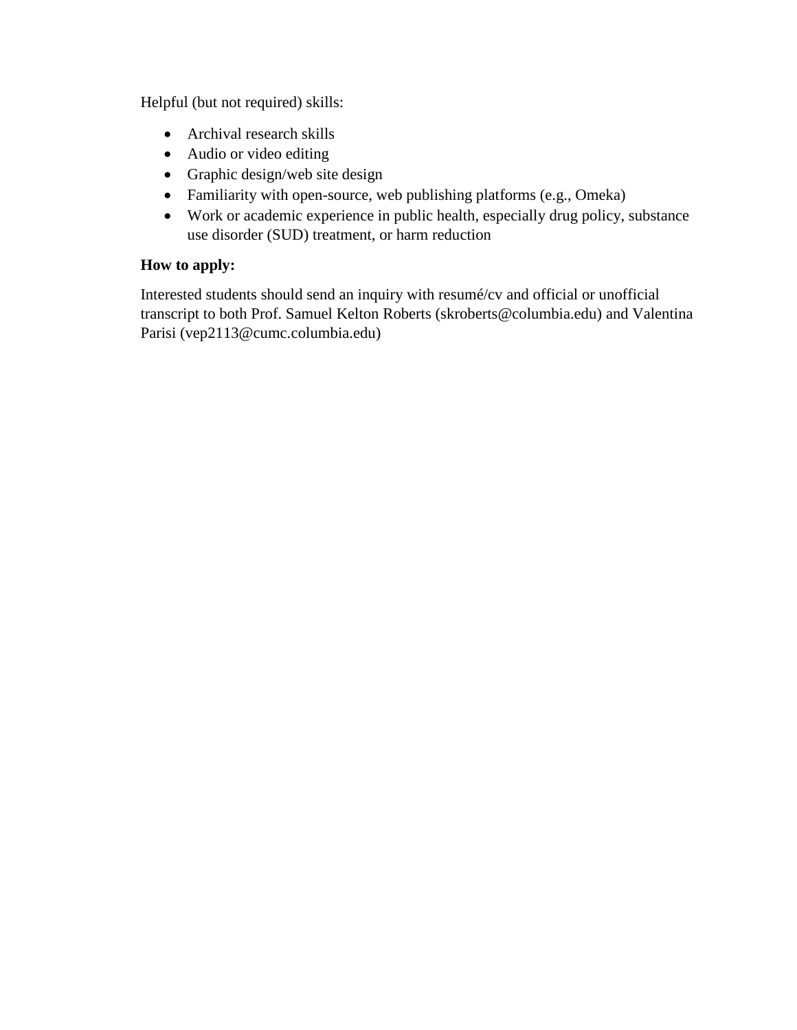Helpful (but not required) skills:

- Archival research skills
- Audio or video editing
- Graphic design/web site design
- Familiarity with open-source, web publishing platforms (e.g., Omeka)
- Work or academic experience in public health, especially drug policy, substance use disorder (SUD) treatment, or harm reduction

**How to apply:**

Interested students should send an inquiry with resumé/cv and official or unofficial transcript to both Prof. Samuel Kelton Roberts (skroberts@columbia.edu) and Valentina Parisi (vep2113@cumc.columbia.edu)